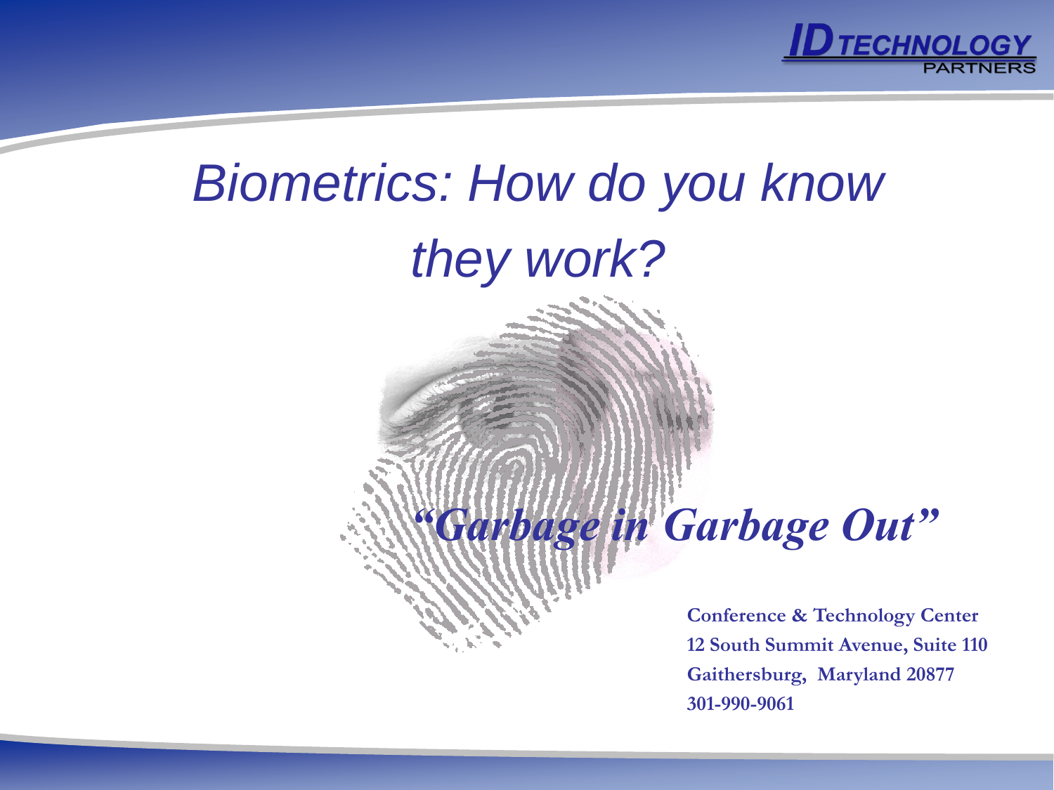ID TECHNOLOGY PARTNERS

# *Biometrics: How do you know they work?*

## ***"Garbage in Garbage Out"***

**Conference & Technology Center**
**12 South Summit Avenue, Suite 110**
**Gaithersburg, Maryland 20877**
**301-990-9061**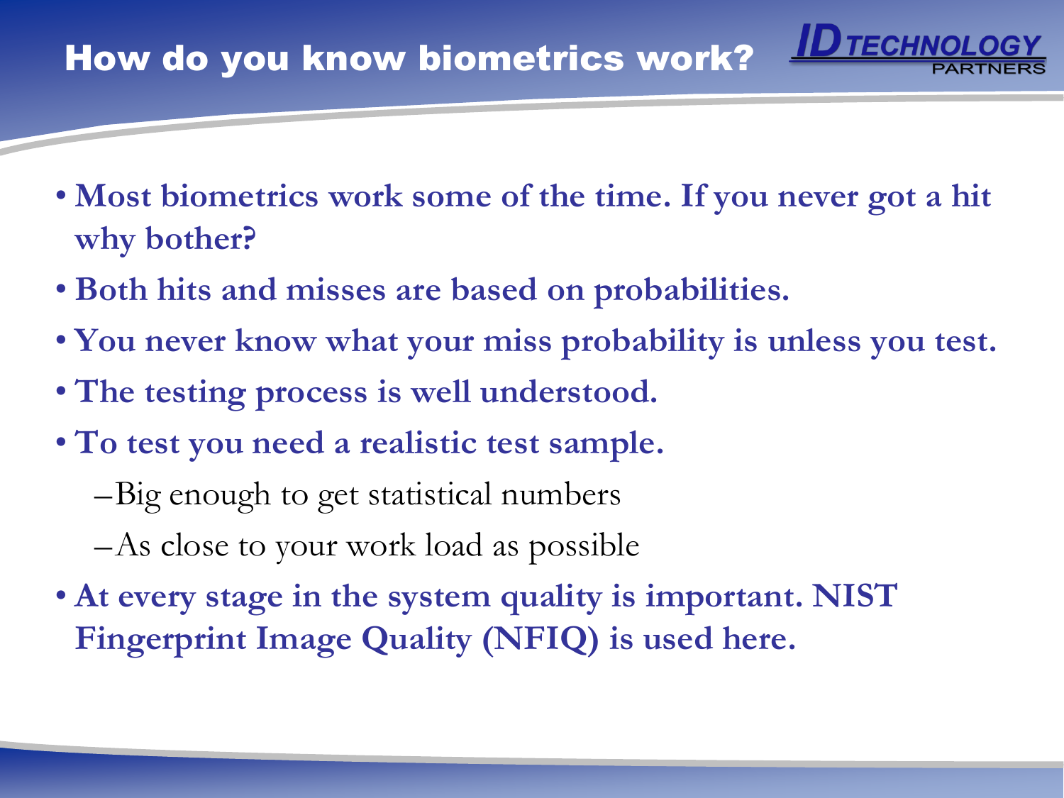# How do you know biometrics work?

- **Most biometrics work some of the time. If you never got a hit why bother?**
- **Both hits and misses are based on probabilities.**
- **You never know what your miss probability is unless you test.**
- **The testing process is well understood.**
- **To test you need a realistic test sample.**
  - Big enough to get statistical numbers
  - As close to your work load as possible
- **At every stage in the system quality is important. NIST Fingerprint Image Quality (NFIQ) is used here.**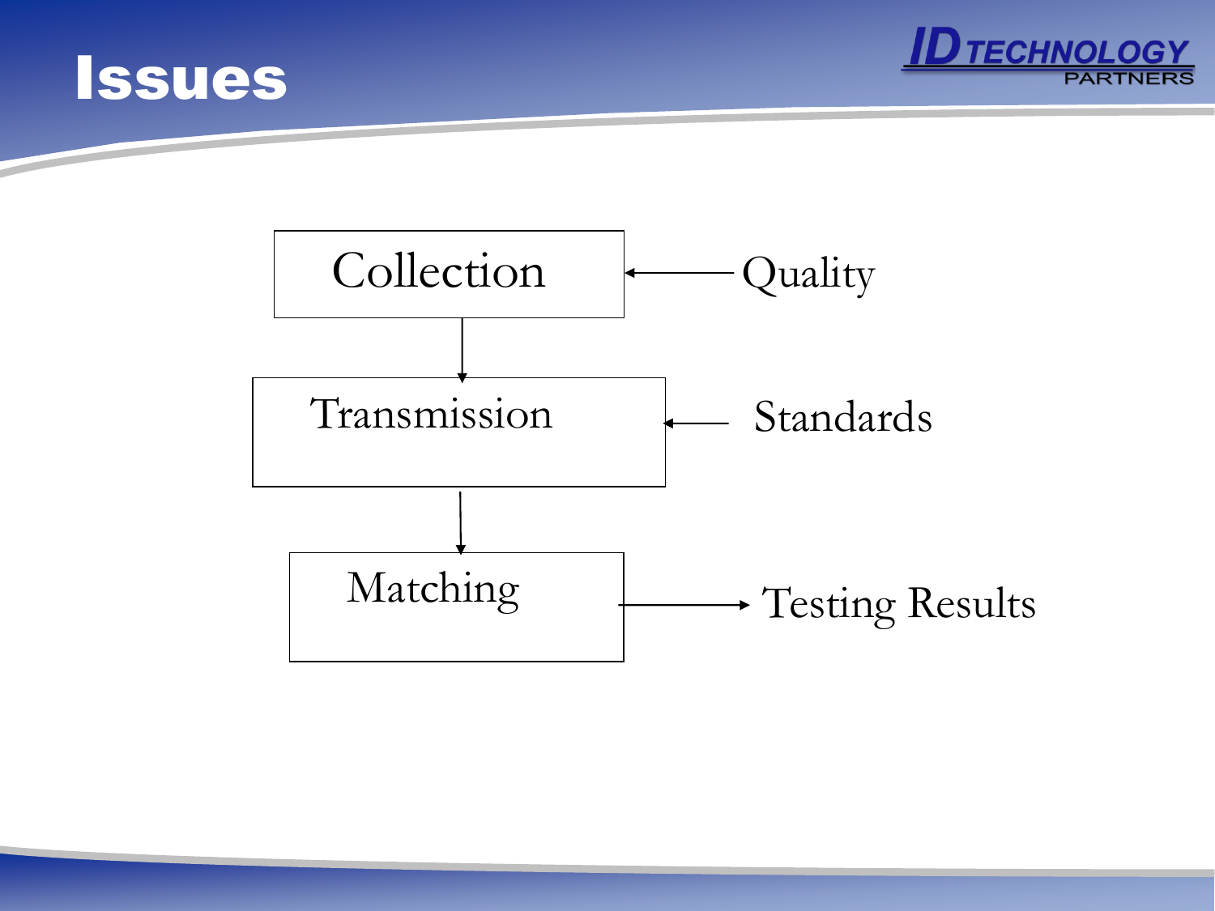# Issues

Collection ← Quality

↓

Transmission ← Standards

↓

Matching → Testing Results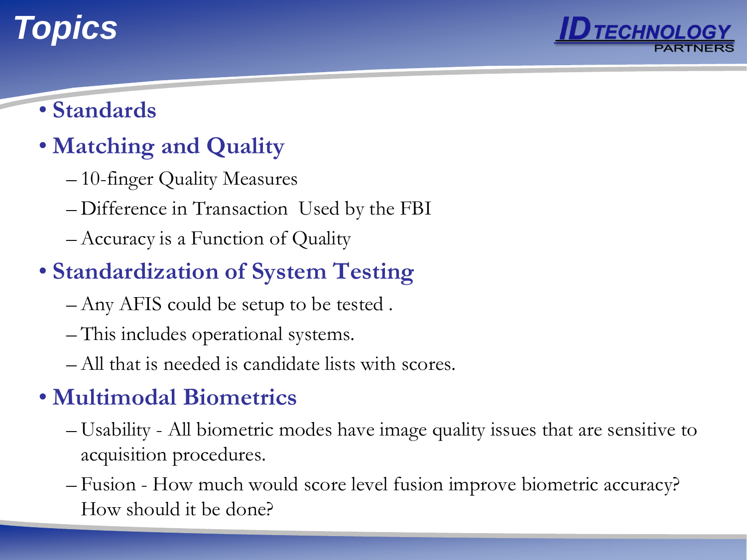# Topics

- **Standards**
- **Matching and Quality**
  - 10-finger Quality Measures
  - Difference in Transaction  Used by the FBI
  - Accuracy is a Function of Quality
- **Standardization of System Testing**
  - Any AFIS could be setup to be tested .
  - This includes operational systems.
  - All that is needed is candidate lists with scores.
- **Multimodal Biometrics**
  - Usability - All biometric modes have image quality issues that are sensitive to acquisition procedures.
  - Fusion - How much would score level fusion improve biometric accuracy? How should it be done?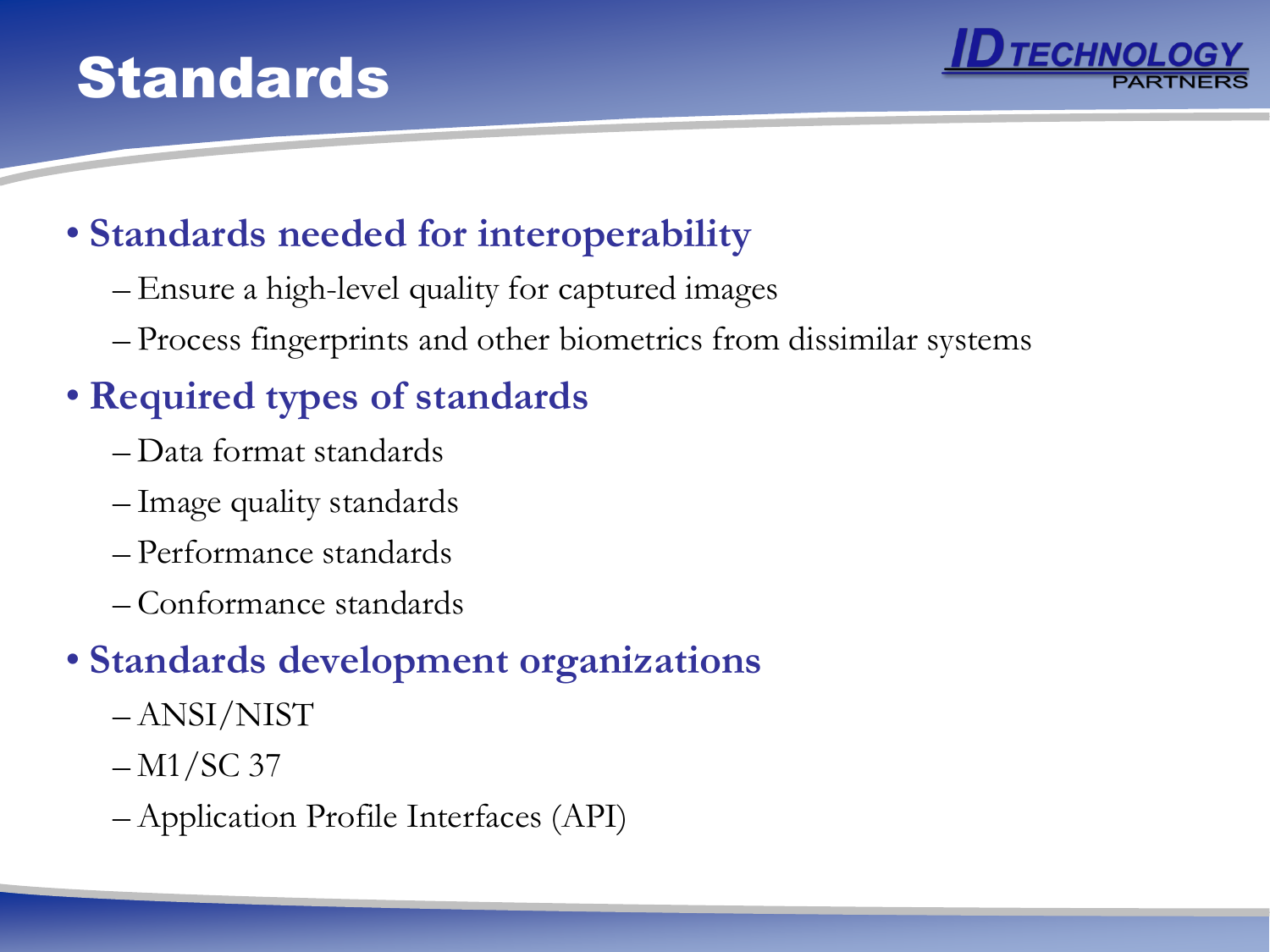# Standards

- **Standards needed for interoperability**
  - Ensure a high-level quality for captured images
  - Process fingerprints and other biometrics from dissimilar systems
- **Required types of standards**
  - Data format standards
  - Image quality standards
  - Performance standards
  - Conformance standards
- **Standards development organizations**
  - ANSI/NIST
  - M1/SC 37
  - Application Profile Interfaces (API)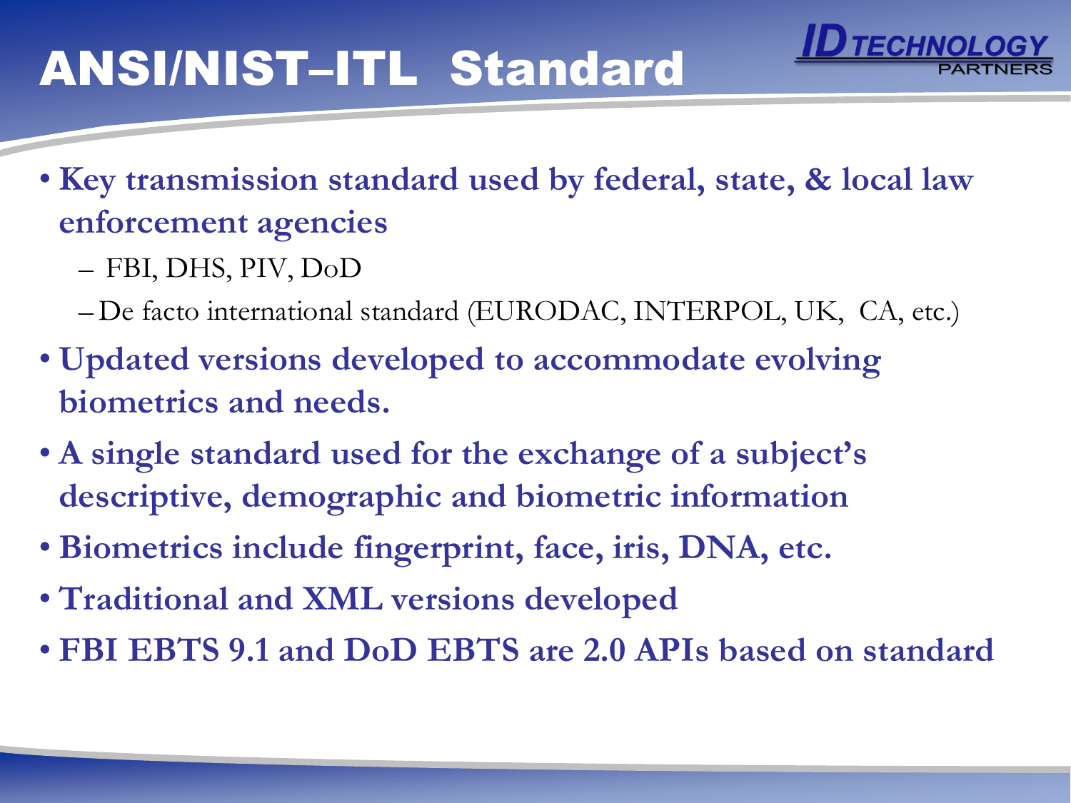# ANSI/NIST–ITL Standard

- **Key transmission standard used by federal, state, & local law enforcement agencies**
  - FBI, DHS, PIV, DoD
  - De facto international standard (EURODAC, INTERPOL, UK, CA, etc.)
- **Updated versions developed to accommodate evolving biometrics and needs.**
- **A single standard used for the exchange of a subject's descriptive, demographic and biometric information**
- **Biometrics include fingerprint, face, iris, DNA, etc.**
- **Traditional and XML versions developed**
- **FBI EBTS 9.1 and DoD EBTS are 2.0 APIs based on standard**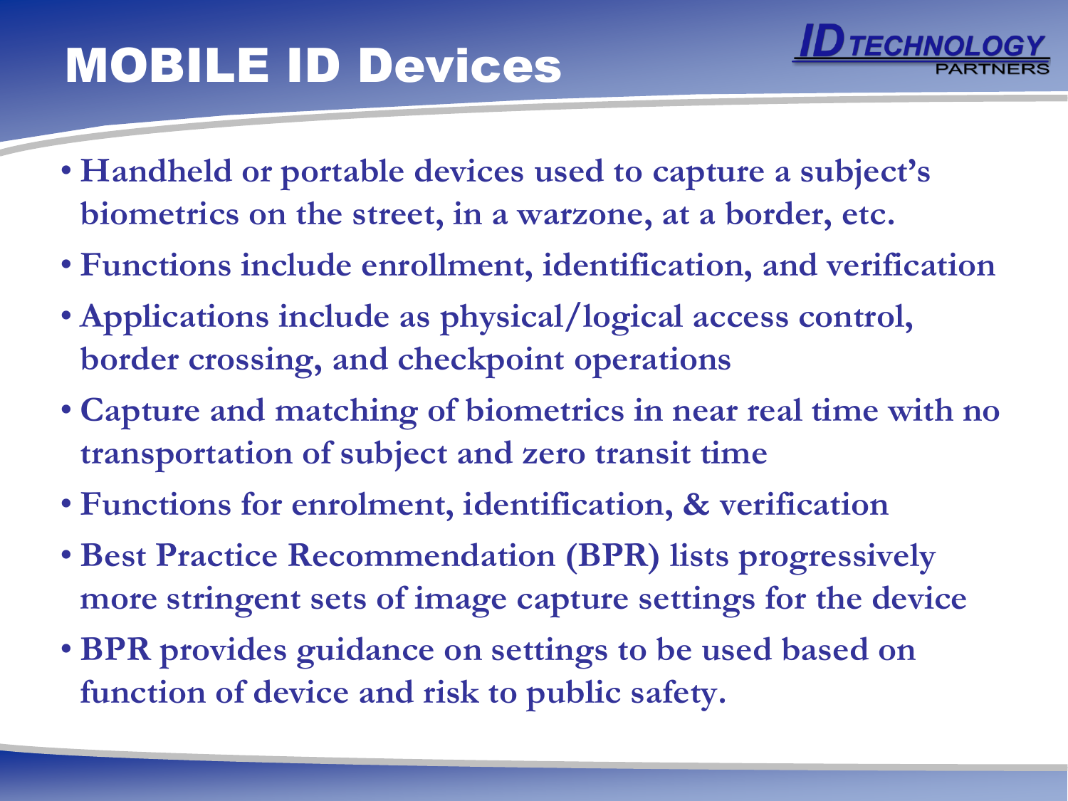# MOBILE ID Devices

- Handheld or portable devices used to capture a subject's biometrics on the street, in a warzone, at a border, etc.
- Functions include enrollment, identification, and verification
- Applications include as physical/logical access control, border crossing, and checkpoint operations
- Capture and matching of biometrics in near real time with no transportation of subject and zero transit time
- Functions for enrolment, identification, & verification
- Best Practice Recommendation (BPR) lists progressively more stringent sets of image capture settings for the device
- BPR provides guidance on settings to be used based on function of device and risk to public safety.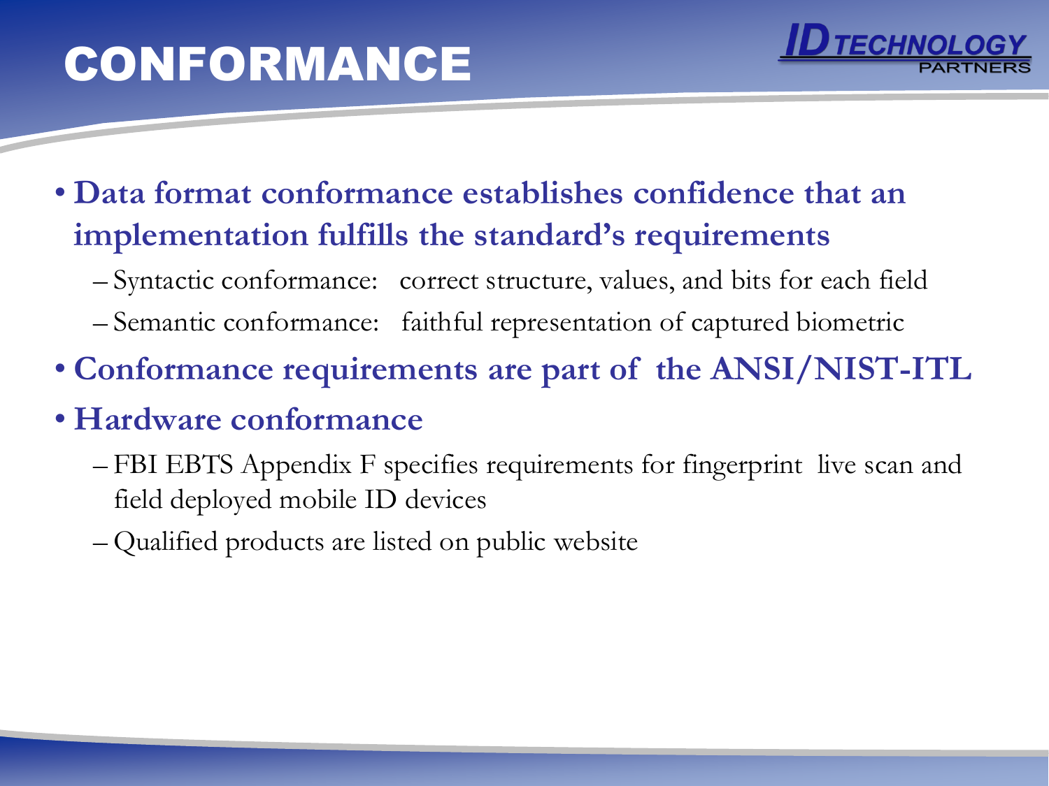# CONFORMANCE

- **Data format conformance establishes confidence that an implementation fulfills the standard's requirements**
  - Syntactic conformance: correct structure, values, and bits for each field
  - Semantic conformance: faithful representation of captured biometric
- **Conformance requirements are part of the ANSI/NIST-ITL**
- **Hardware conformance**
  - FBI EBTS Appendix F specifies requirements for fingerprint live scan and field deployed mobile ID devices
  - Qualified products are listed on public website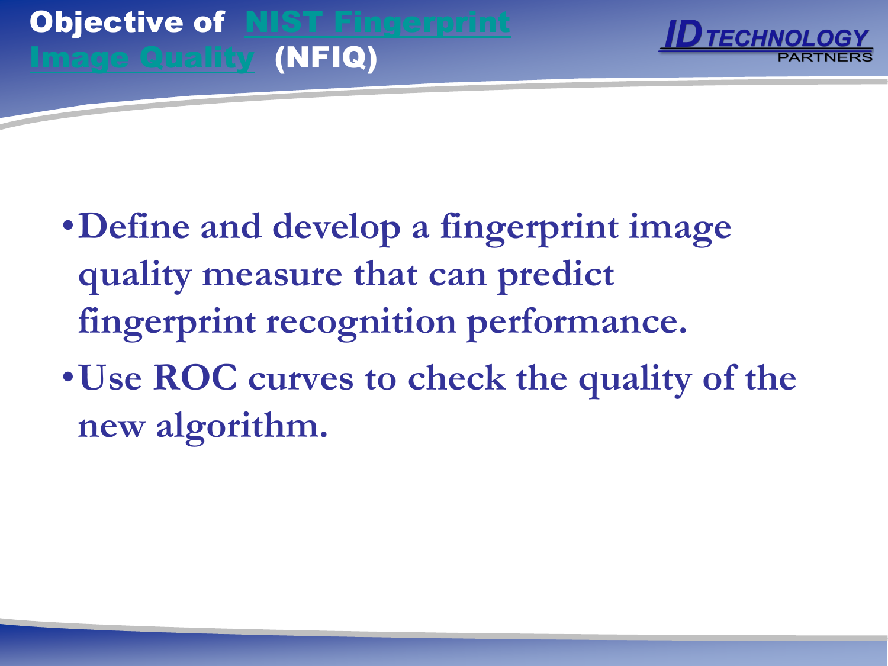# Objective of NIST Fingerprint Image Quality (NFIQ)

- Define and develop a fingerprint image quality measure that can predict fingerprint recognition performance.
- Use ROC curves to check the quality of the new algorithm.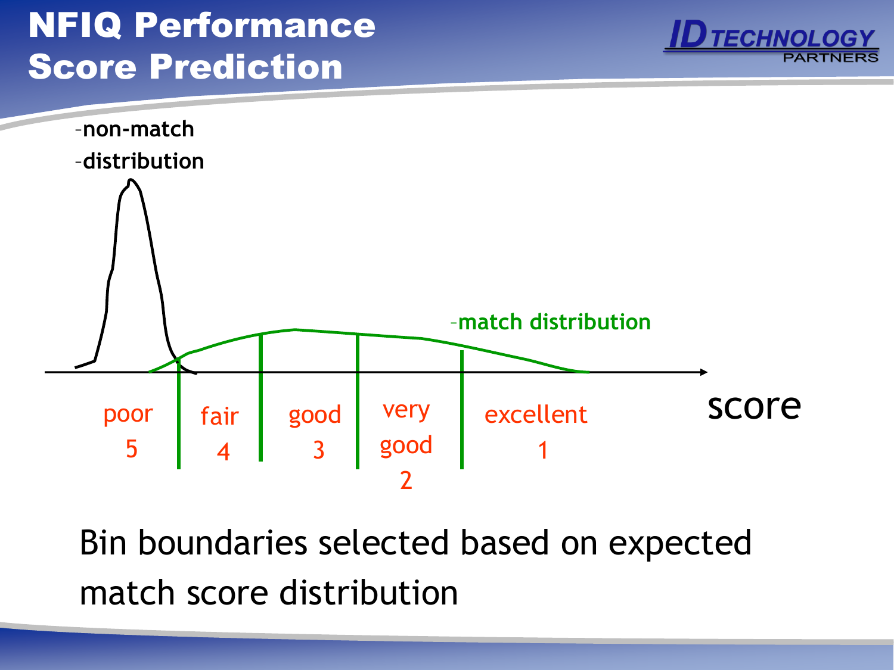# NFIQ Performance Score Prediction

–non-match
–distribution

–match distribution

poor 5 | fair 4 | good 3 | very good 2 | excellent 1

score

Bin boundaries selected based on expected match score distribution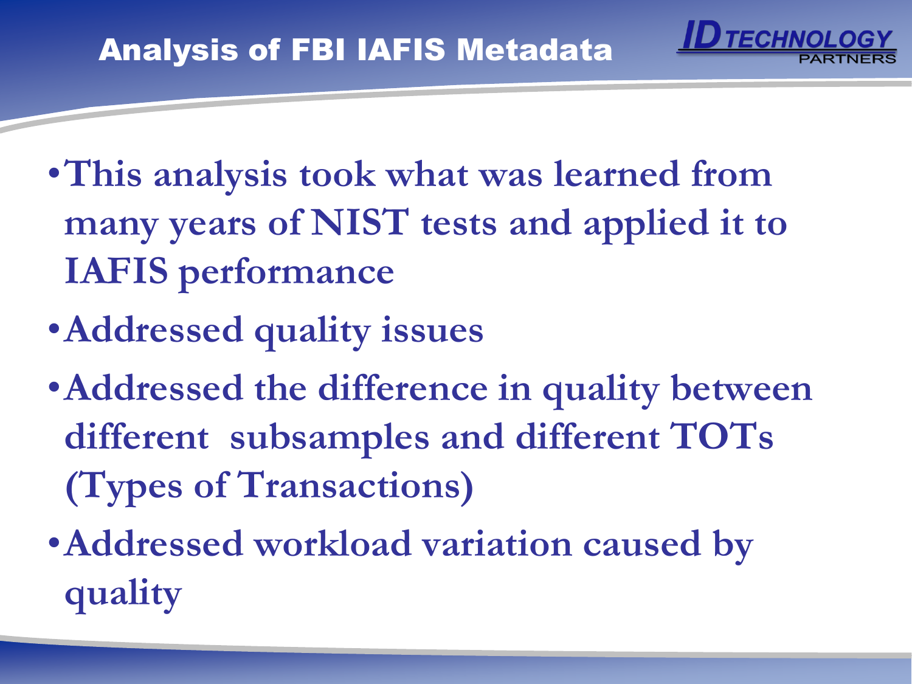# Analysis of FBI IAFIS Metadata

- **This analysis took what was learned from many years of NIST tests and applied it to IAFIS performance**
- **Addressed quality issues**
- **Addressed the difference in quality between different subsamples and different TOTs (Types of Transactions)**
- **Addressed workload variation caused by quality**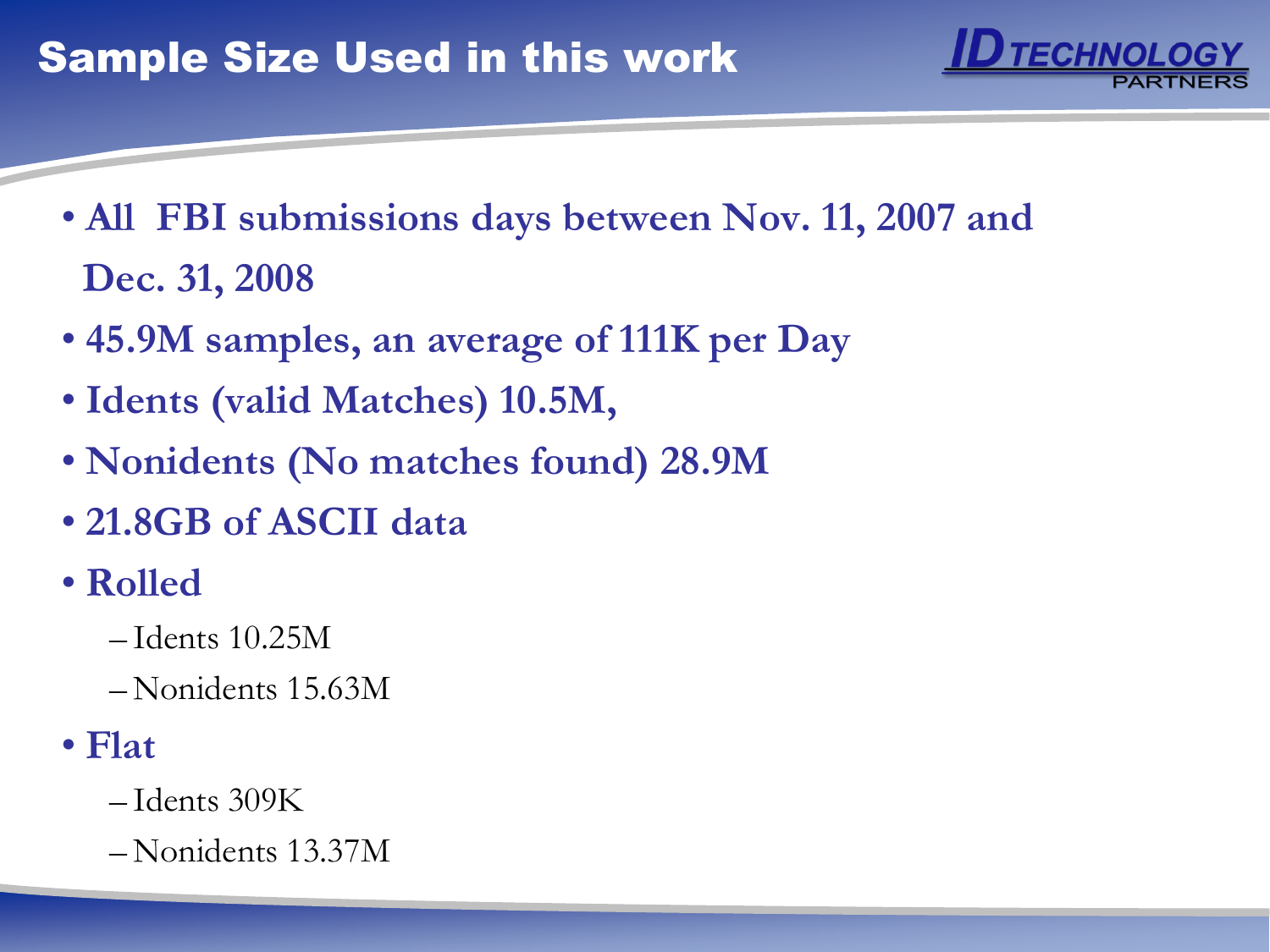# Sample Size Used in this work

- All FBI submissions days between Nov. 11, 2007 and Dec. 31, 2008
- 45.9M samples, an average of 111K per Day
- Idents (valid Matches) 10.5M,
- Nonidents (No matches found) 28.9M
- 21.8GB of ASCII data
- Rolled
  - Idents 10.25M
  - Nonidents 15.63M
- Flat
  - Idents 309K
  - Nonidents 13.37M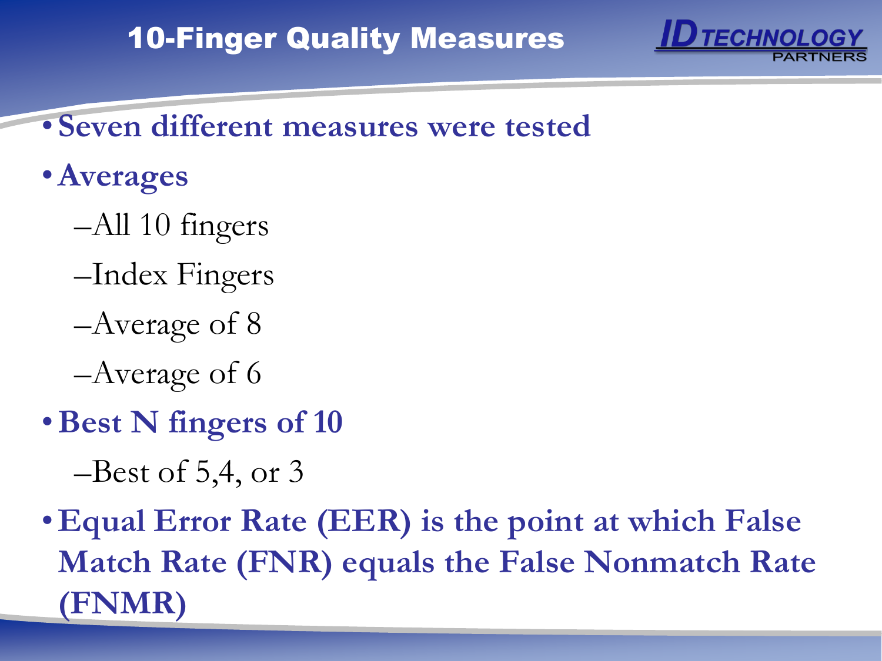# 10-Finger Quality Measures

ID TECHNOLOGY PARTNERS

- **Seven different measures were tested**
- **Averages**
  - All 10 fingers
  - Index Fingers
  - Average of 8
  - Average of 6
- **Best N fingers of 10**
  - Best of 5,4, or 3
- **Equal Error Rate (EER) is the point at which False Match Rate (FNR) equals the False Nonmatch Rate (FNMR)**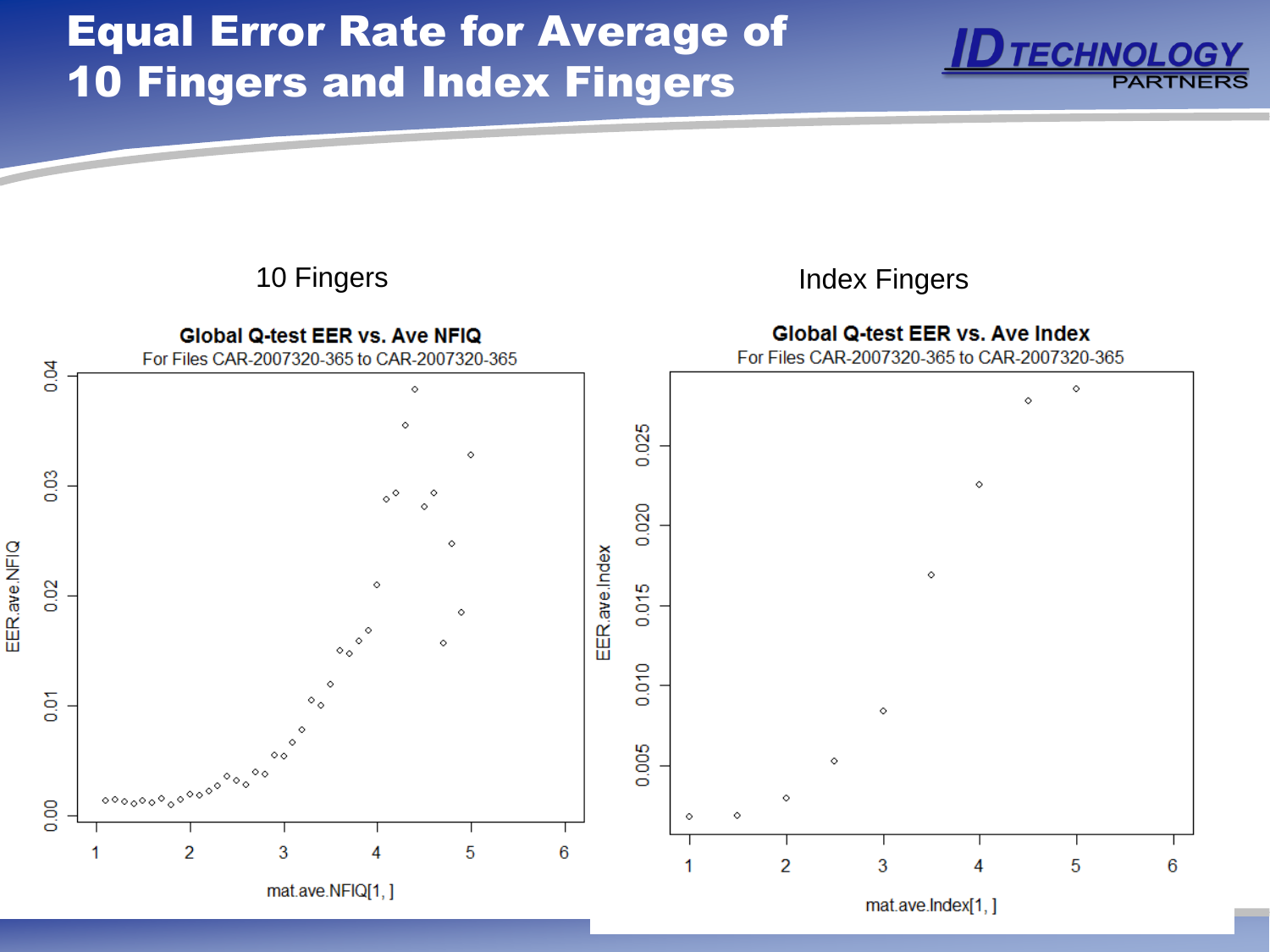# Equal Error Rate for Average of 10 Fingers and Index Fingers

## 10 Fingers

**Global Q-test EER vs. Ave NFIQ**

For Files CAR-2007320-365 to CAR-2007320-365

Y-axis: EER.ave.NFIQ (0.00 – 0.04)

X-axis: mat.ave.NFIQ[1, ] (1 – 6)

## Index Fingers

**Global Q-test EER vs. Ave Index**

For Files CAR-2007320-365 to CAR-2007320-365

Y-axis: EER.ave.Index (0.005 – 0.025)

X-axis: mat.ave.Index[1, ] (1 – 6)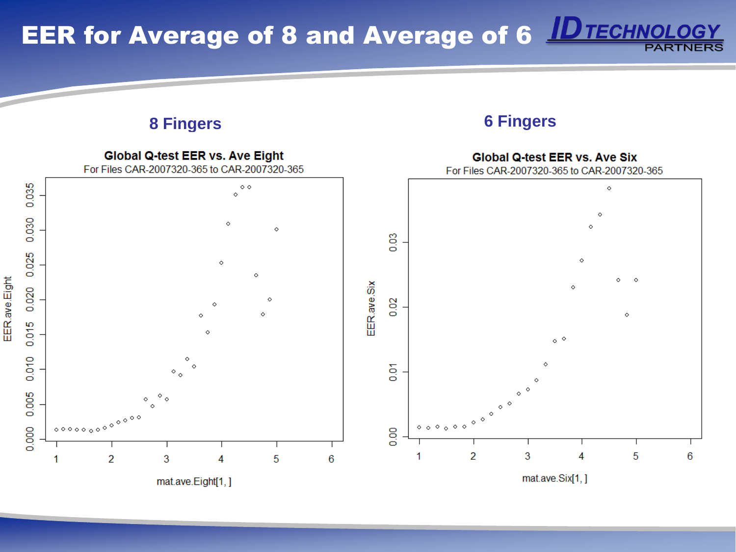# EER for Average of 8 and Average of 6

## 8 Fingers

**Global Q-test EER vs. Ave Eight**

For Files CAR-2007320-365 to CAR-2007320-365

## 6 Fingers

**Global Q-test EER vs. Ave Six**

For Files CAR-2007320-365 to CAR-2007320-365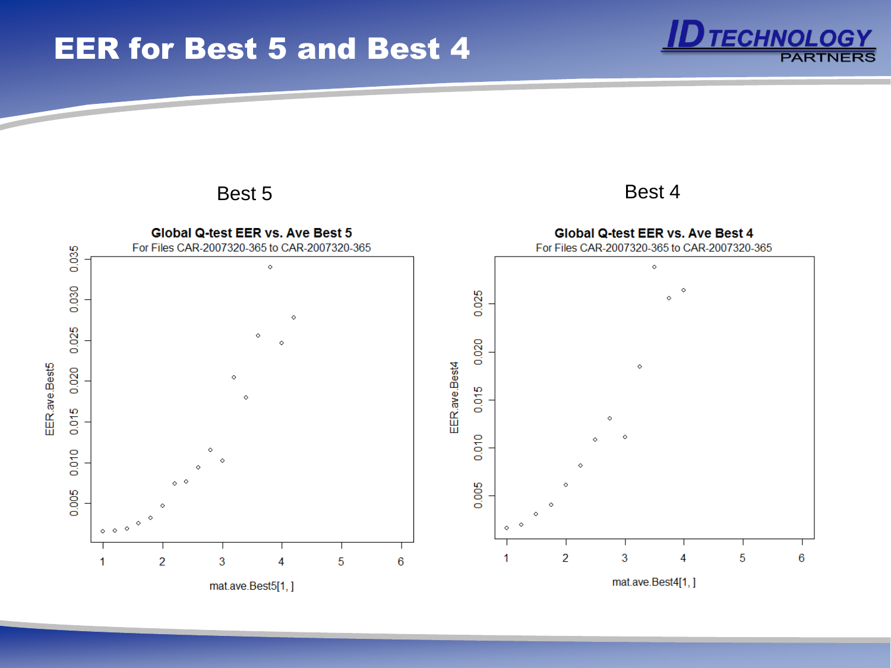# EER for Best 5 and Best 4

**Best 5**

**Global Q-test EER vs. Ave Best 5**

For Files CAR-2007320-365 to CAR-2007320-365

EER.ave.Best5

mat.ave.Best5[1, ]

**Best 4**

**Global Q-test EER vs. Ave Best 4**

For Files CAR-2007320-365 to CAR-2007320-365

EER.ave.Best4

mat.ave.Best4[1, ]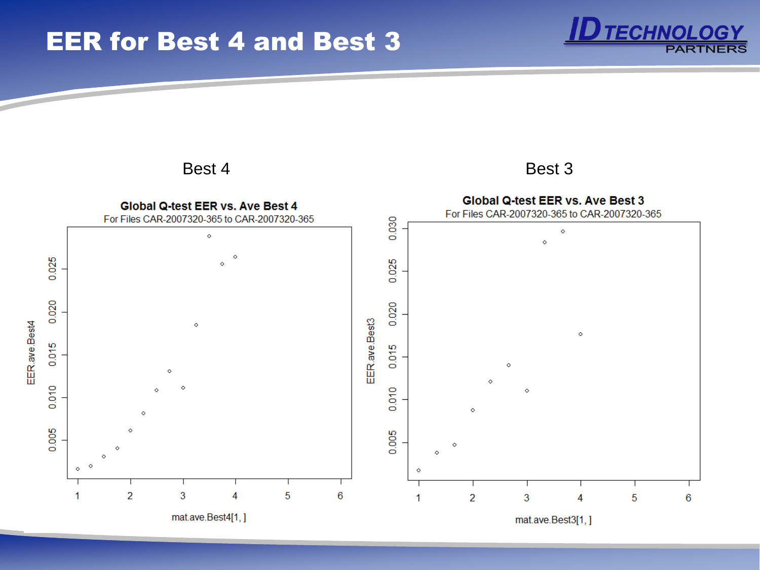# EER for Best 4 and Best 3

Best 4

**Global Q-test EER vs. Ave Best 4**

For Files CAR-2007320-365 to CAR-2007320-365

Best 3

**Global Q-test EER vs. Ave Best 3**

For Files CAR-2007320-365 to CAR-2007320-365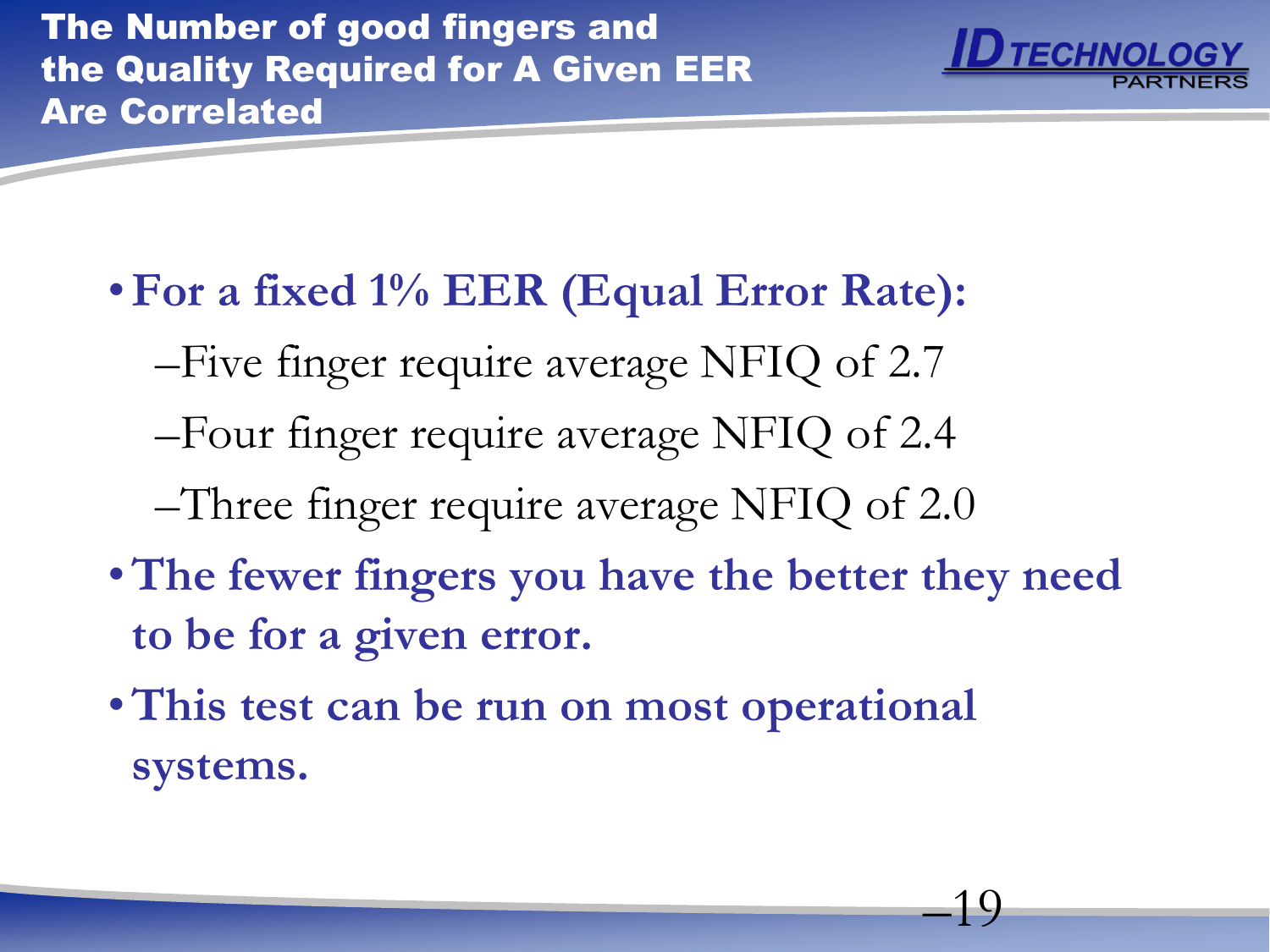# The Number of good fingers and the Quality Required for A Given EER Are Correlated

- **For a fixed 1% EER (Equal Error Rate):**
  - Five finger require average NFIQ of 2.7
  - Four finger require average NFIQ of 2.4
  - Three finger require average NFIQ of 2.0
- **The fewer fingers you have the better they need to be for a given error.**
- **This test can be run on most operational systems.**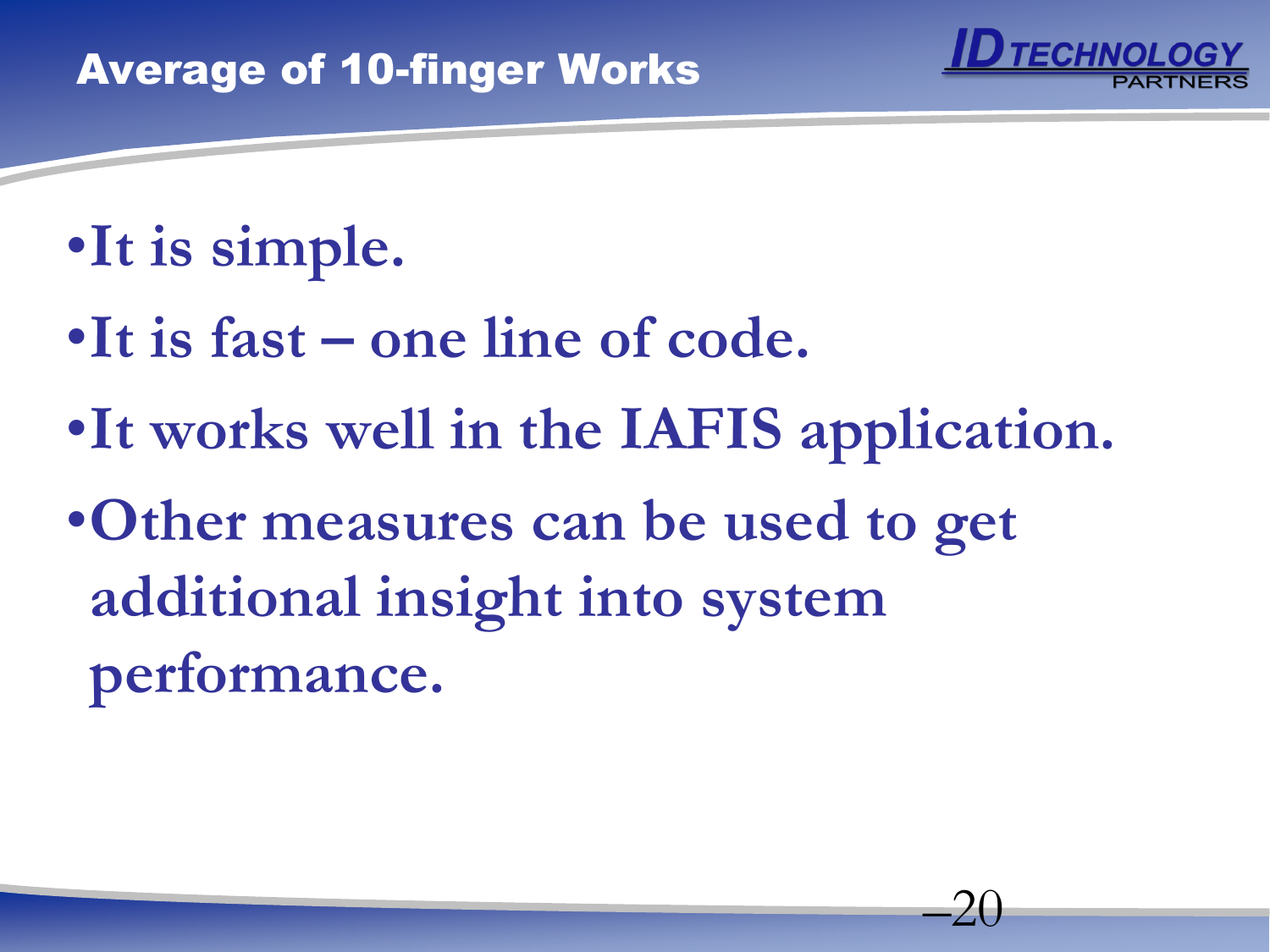## Average of 10-finger Works

- It is simple.
- It is fast – one line of code.
- It works well in the IAFIS application.
- Other measures can be used to get additional insight into system performance.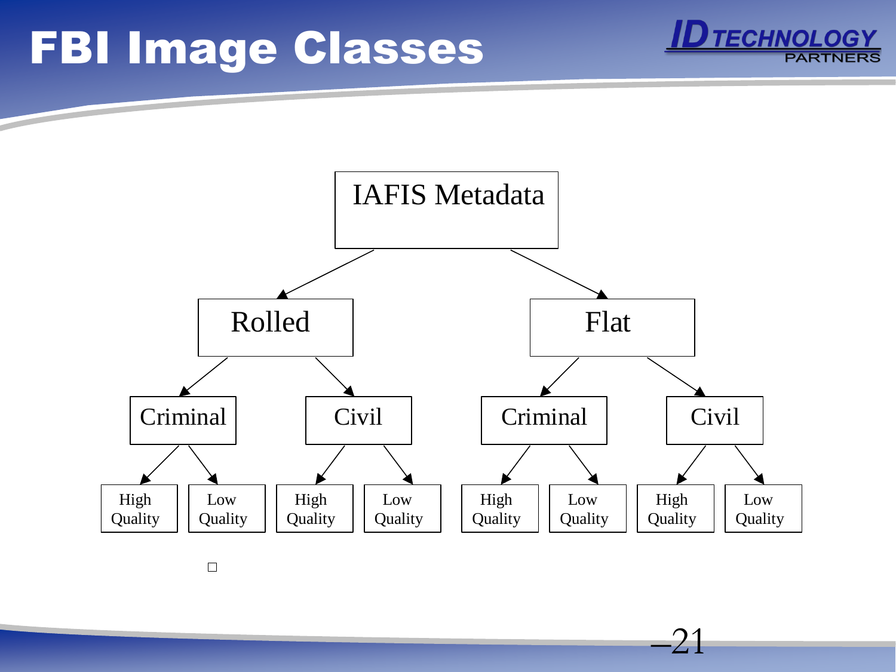# FBI Image Classes

- IAFIS Metadata
  - Rolled
    - Criminal
      - High Quality
      - Low Quality
    - Civil
      - High Quality
      - Low Quality
  - Flat
    - Criminal
      - High Quality
      - Low Quality
    - Civil
      - High Quality
      - Low Quality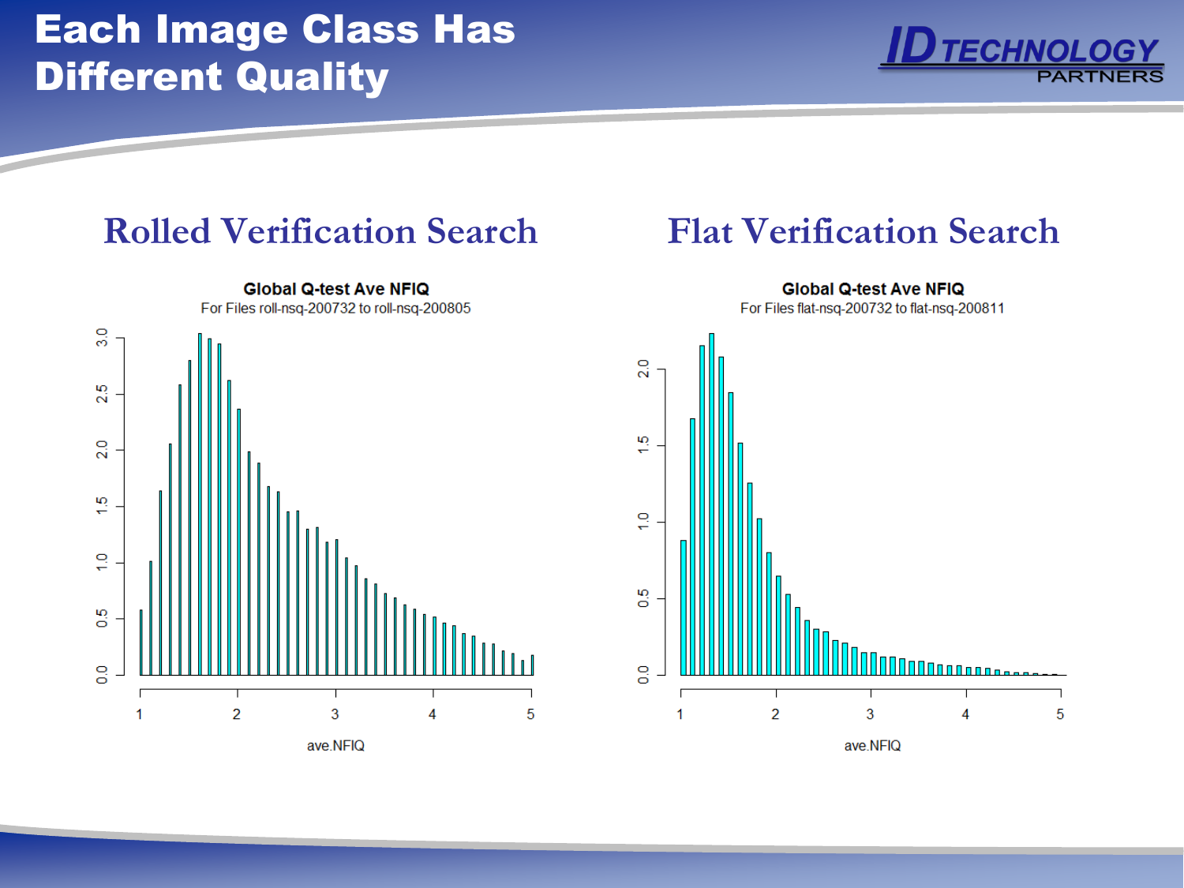# Each Image Class Has Different Quality

## Rolled Verification Search

**Global Q-test Ave NFIQ**

For Files roll-nsq-200732 to roll-nsq-200805

ave.NFIQ

## Flat Verification Search

**Global Q-test Ave NFIQ**

For Files flat-nsq-200732 to flat-nsq-200811

ave.NFIQ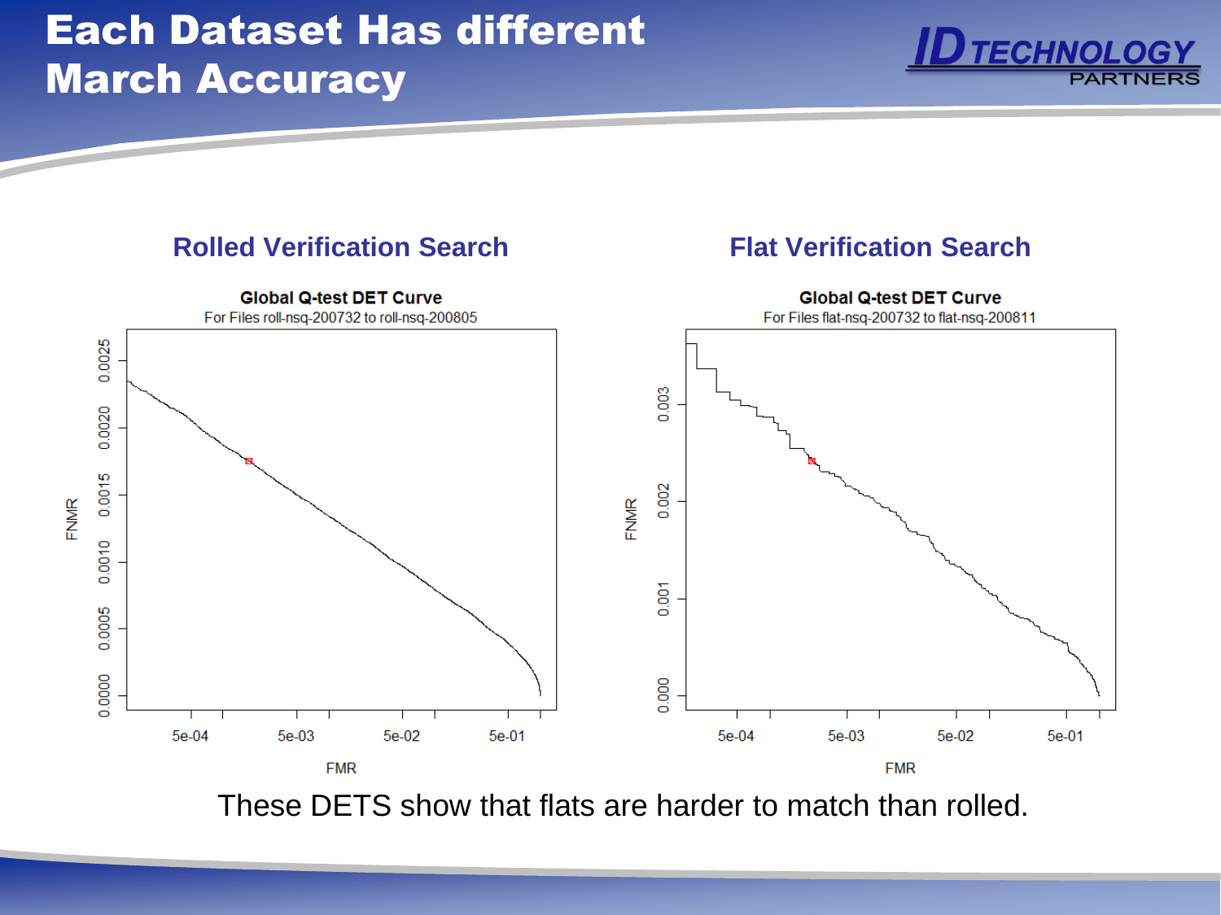# Each Dataset Has different March Accuracy

## Rolled Verification Search

**Global Q-test DET Curve**

For Files roll-nsq-200732 to roll-nsq-200805

## Flat Verification Search

**Global Q-test DET Curve**

For Files flat-nsq-200732 to flat-nsq-200811

These DETS show that flats are harder to match than rolled.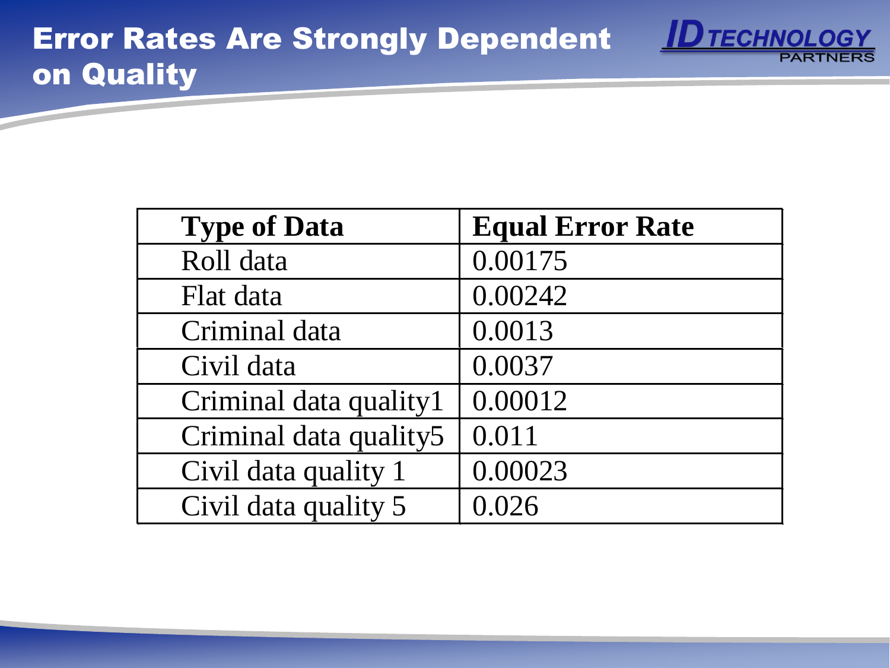## Error Rates Are Strongly Dependent on Quality

| Type of Data | Equal Error Rate |
|---|---|
| Roll data | 0.00175 |
| Flat data | 0.00242 |
| Criminal data | 0.0013 |
| Civil data | 0.0037 |
| Criminal data quality1 | 0.00012 |
| Criminal data quality5 | 0.011 |
| Civil data quality 1 | 0.00023 |
| Civil data quality 5 | 0.026 |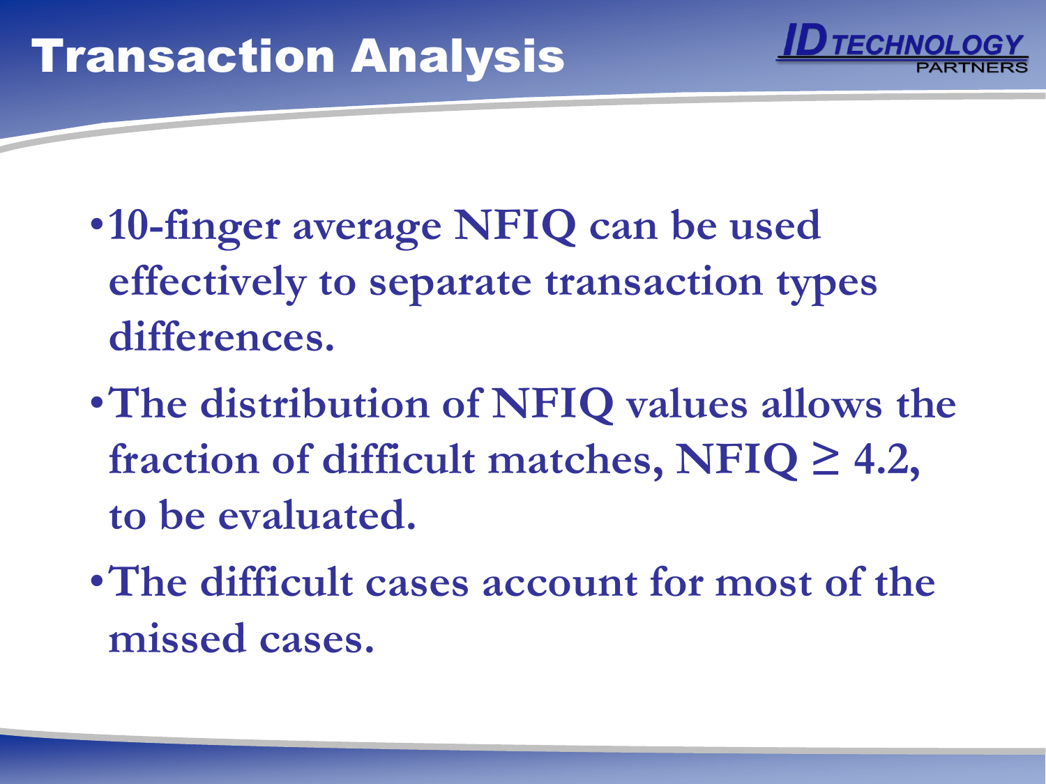# Transaction Analysis

- 10-finger average NFIQ can be used effectively to separate transaction types differences.
- The distribution of NFIQ values allows the fraction of difficult matches, NFIQ $\geq$ 4.2, to be evaluated.
- The difficult cases account for most of the missed cases.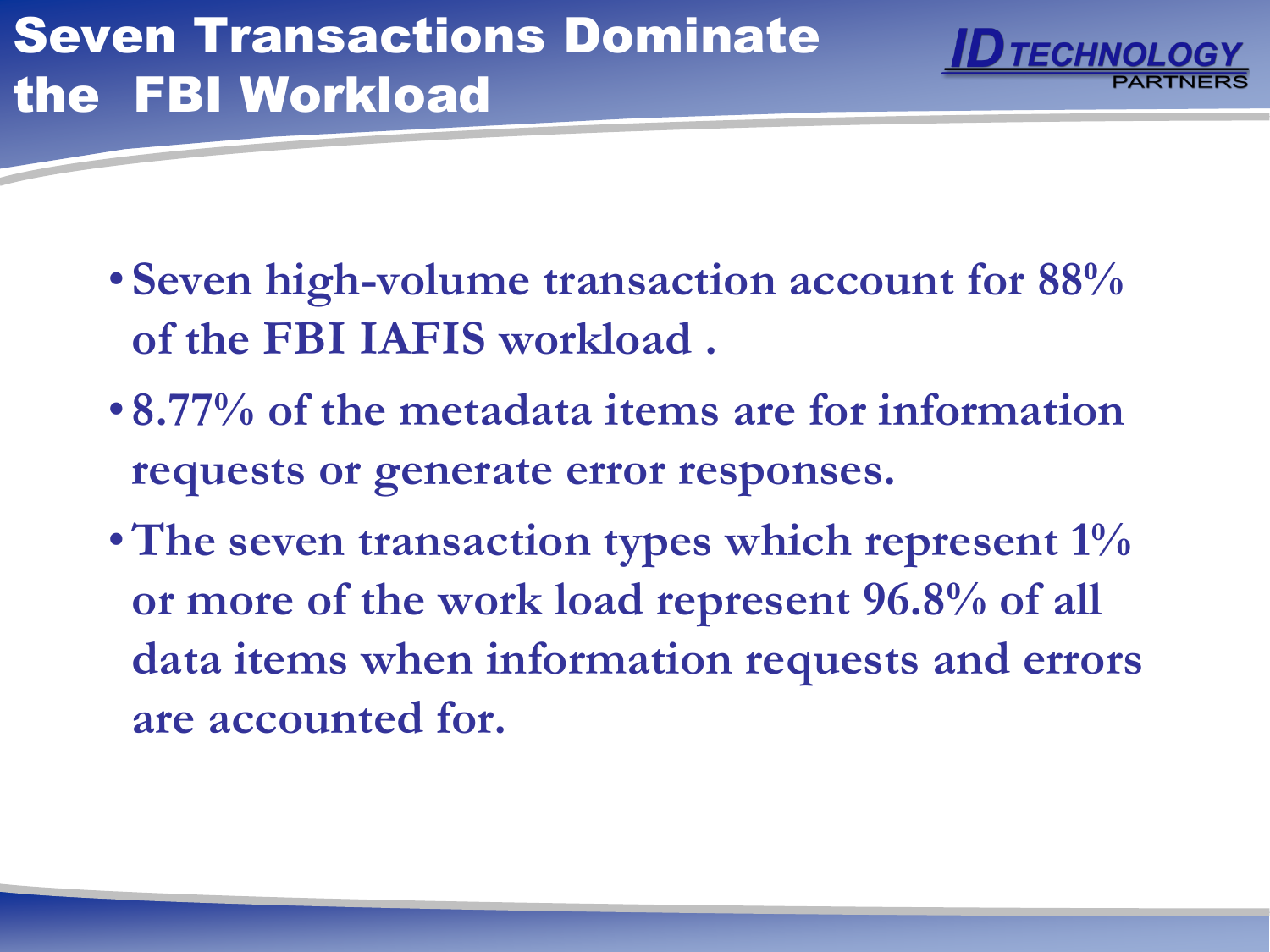# Seven Transactions Dominate the FBI Workload

- Seven high-volume transaction account for 88% of the FBI IAFIS workload .
- 8.77% of the metadata items are for information requests or generate error responses.
- The seven transaction types which represent 1% or more of the work load represent 96.8% of all data items when information requests and errors are accounted for.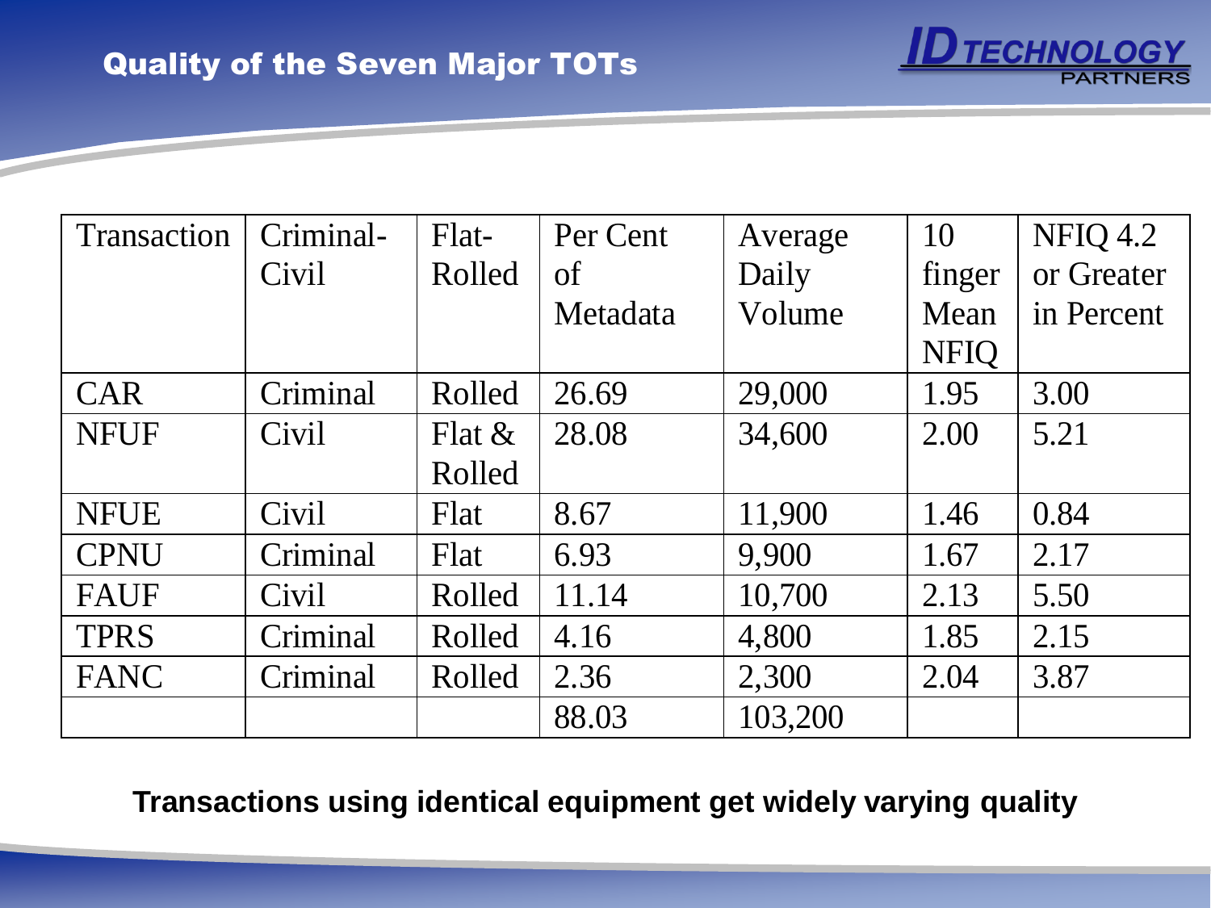# Quality of the Seven Major TOTs

| Transaction | Criminal-Civil | Flat-Rolled | Per Cent of Metadata | Average Daily Volume | 10 finger Mean NFIQ | NFIQ 4.2 or Greater in Percent |
|---|---|---|---|---|---|---|
| CAR | Criminal | Rolled | 26.69 | 29,000 | 1.95 | 3.00 |
| NFUF | Civil | Flat & Rolled | 28.08 | 34,600 | 2.00 | 5.21 |
| NFUE | Civil | Flat | 8.67 | 11,900 | 1.46 | 0.84 |
| CPNU | Criminal | Flat | 6.93 | 9,900 | 1.67 | 2.17 |
| FAUF | Civil | Rolled | 11.14 | 10,700 | 2.13 | 5.50 |
| TPRS | Criminal | Rolled | 4.16 | 4,800 | 1.85 | 2.15 |
| FANC | Criminal | Rolled | 2.36 | 2,300 | 2.04 | 3.87 |
| | | | 88.03 | 103,200 | | |

**Transactions using identical equipment get widely varying quality**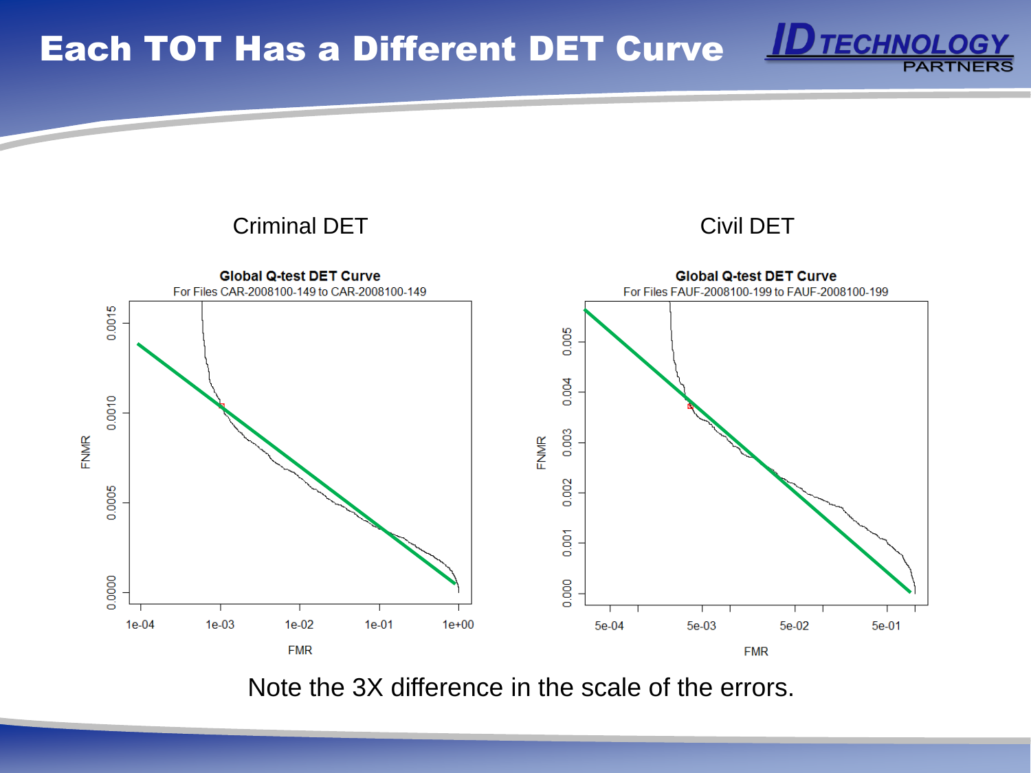# Each TOT Has a Different DET Curve

Criminal DET

**Global Q-test DET Curve**
For Files CAR-2008100-149 to CAR-2008100-149

Civil DET

**Global Q-test DET Curve**
For Files FAUF-2008100-199 to FAUF-2008100-199

Note the 3X difference in the scale of the errors.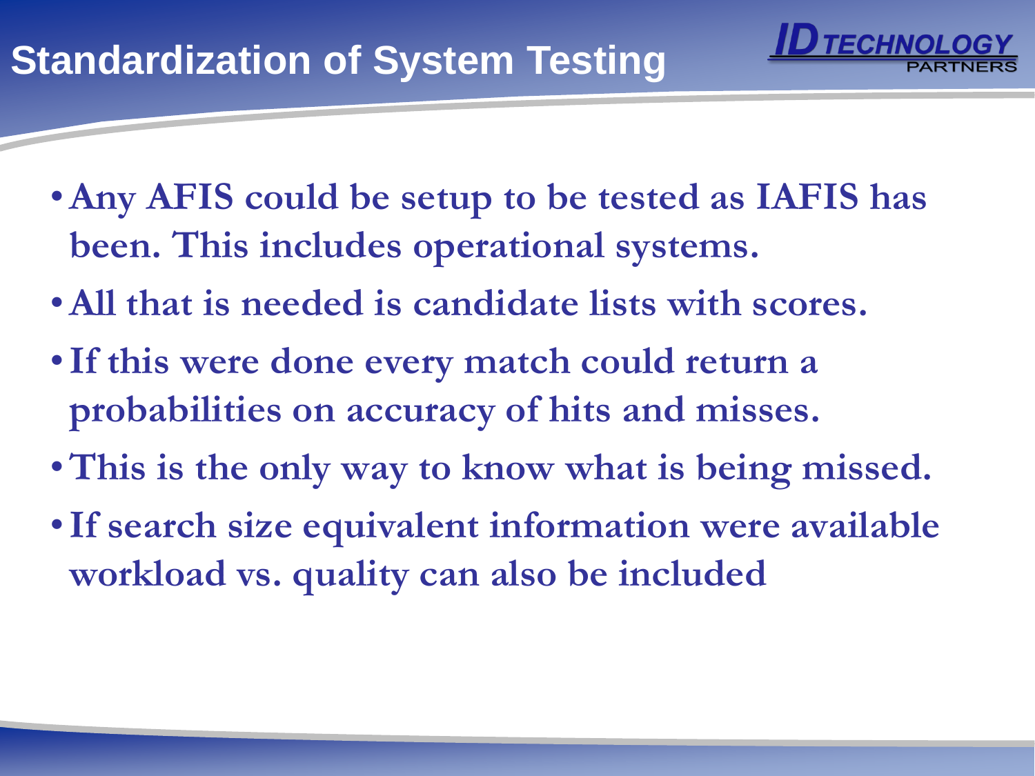# Standardization of System Testing

- Any AFIS could be setup to be tested as IAFIS has been. This includes operational systems.
- All that is needed is candidate lists with scores.
- If this were done every match could return a probabilities on accuracy of hits and misses.
- This is the only way to know what is being missed.
- If search size equivalent information were available workload vs. quality can also be included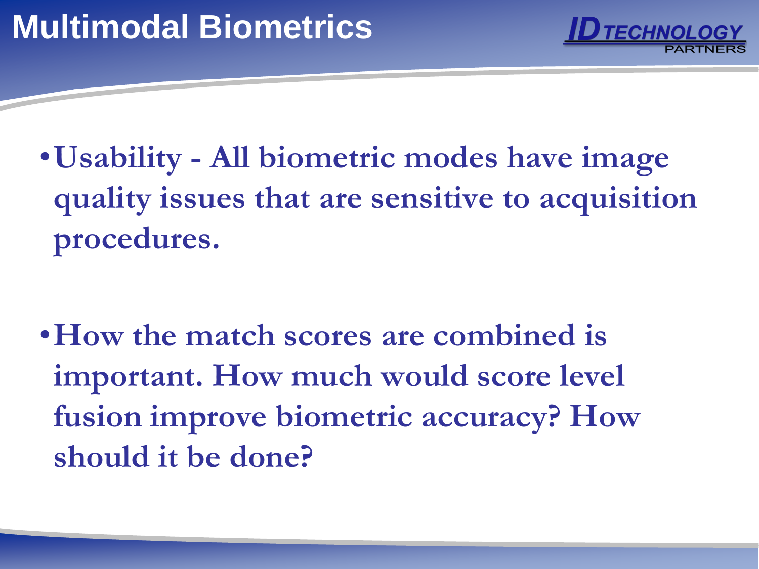# Multimodal Biometrics

- **Usability - All biometric modes have image quality issues that are sensitive to acquisition procedures.**

- **How the match scores are combined is important. How much would score level fusion improve biometric accuracy? How should it be done?**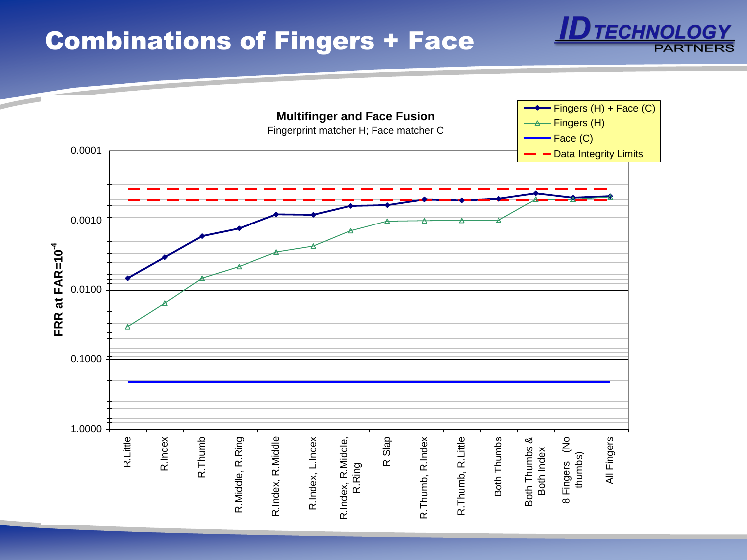# Combinations of Fingers + Face

**Multifinger and Face Fusion**

Fingerprint matcher H; Face matcher C

Legend:
- Fingers (H) + Face (C)
- Fingers (H)
- Face (C)
- Data Integrity Limits

Y-axis: FRR at FAR=$10^{-4}$ (0.0001, 0.0010, 0.0100, 0.1000, 1.0000)

X-axis: R.Little, R.Index, R.Thumb, R.Middle, R.Ring, R.Index, R.Middle, R.Index, L.Index, R.Index, R.Middle, R.Ring, R Slap, R.Thumb, R.Index, R.Thumb, R.Little, Both Thumbs, Both Thumbs & Both Index, 8 Fingers (No thumbs), All Fingers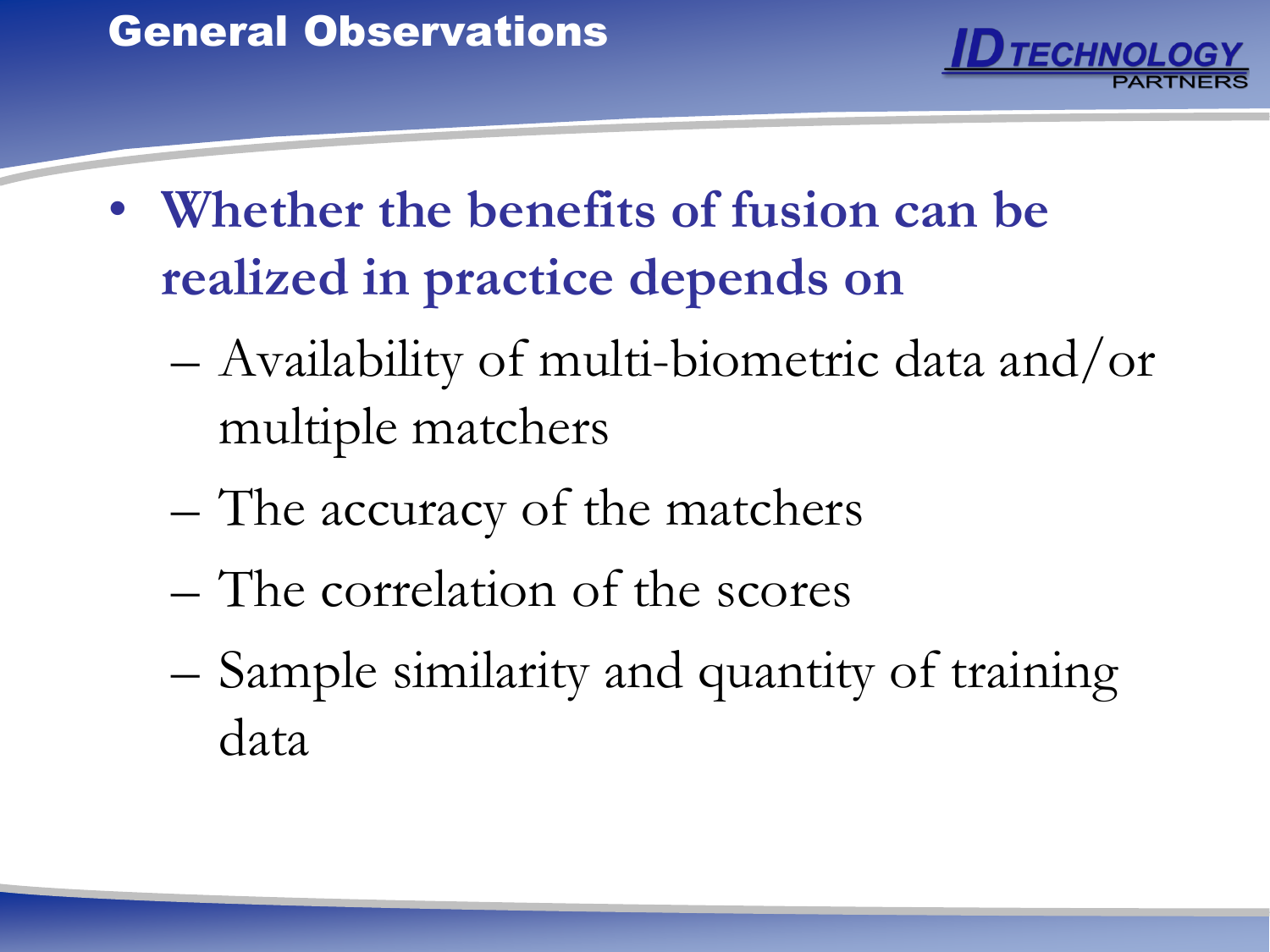# General Observations

- **Whether the benefits of fusion can be realized in practice depends on**
  - Availability of multi-biometric data and/or multiple matchers
  - The accuracy of the matchers
  - The correlation of the scores
  - Sample similarity and quantity of training data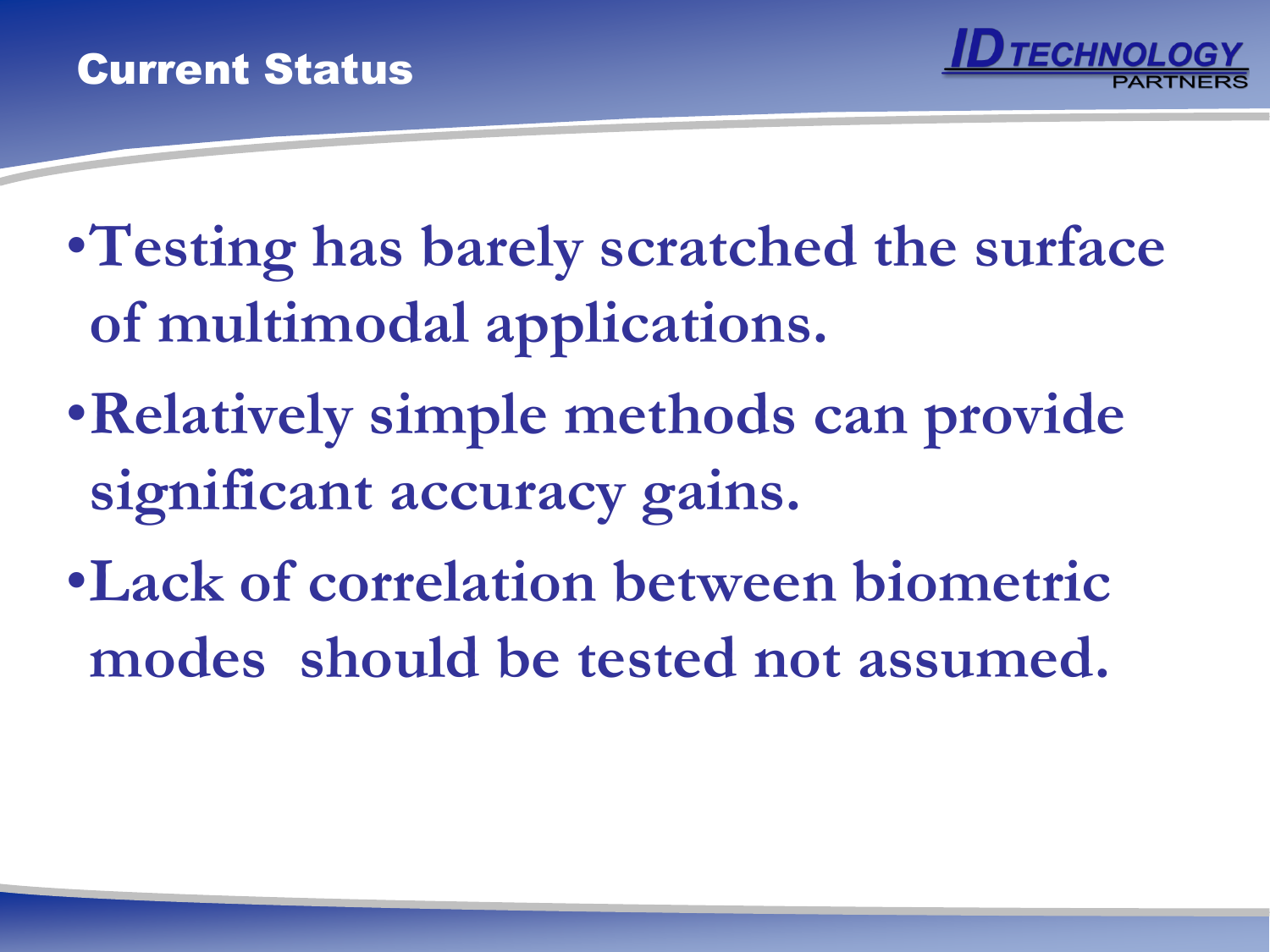## Current Status

- **Testing has barely scratched the surface of multimodal applications.**
- **Relatively simple methods can provide significant accuracy gains.**
- **Lack of correlation between biometric modes should be tested not assumed.**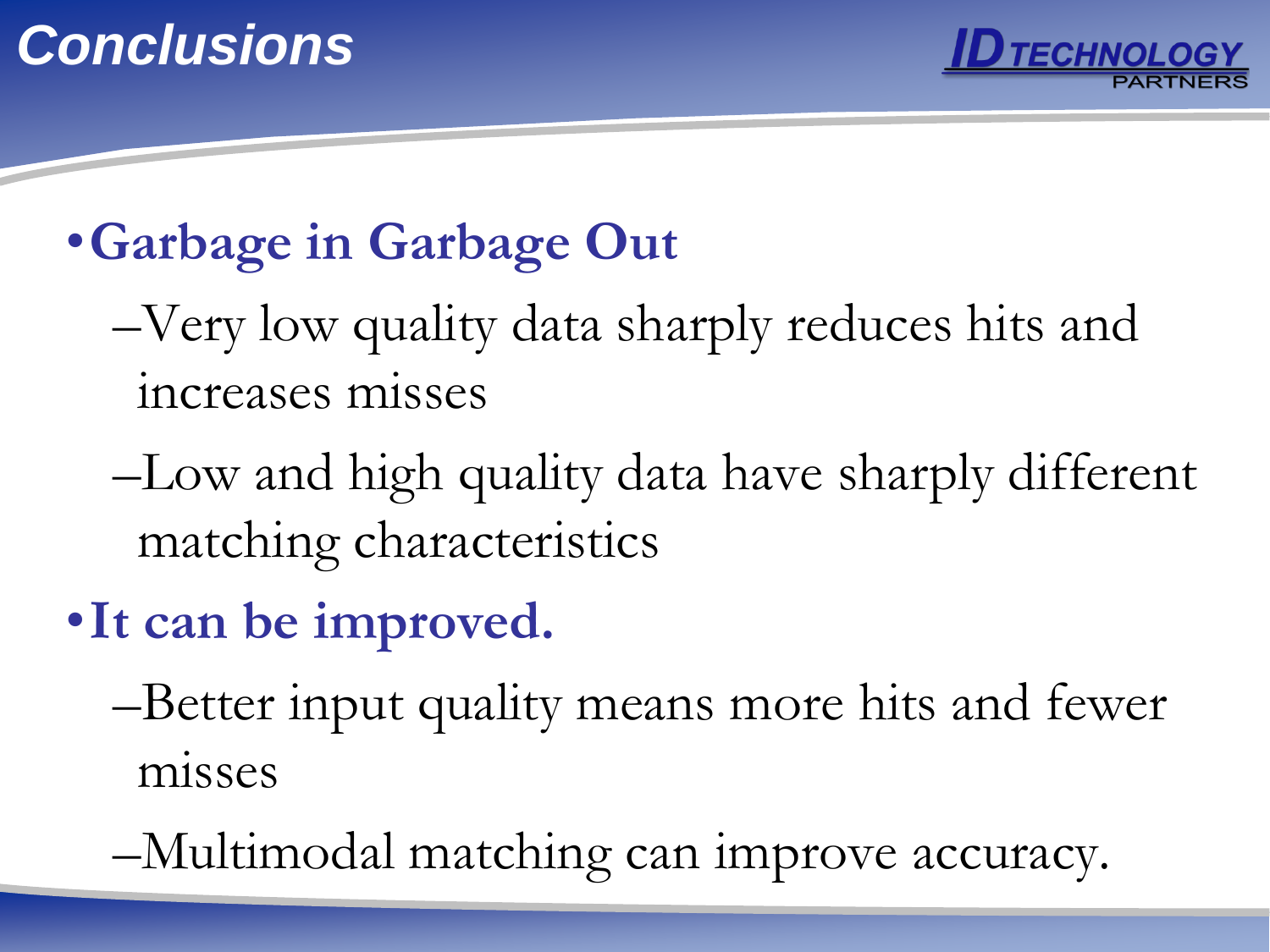# Conclusions

- **Garbage in Garbage Out**
  - Very low quality data sharply reduces hits and increases misses
  - Low and high quality data have sharply different matching characteristics
- **It can be improved.**
  - Better input quality means more hits and fewer misses
  - Multimodal matching can improve accuracy.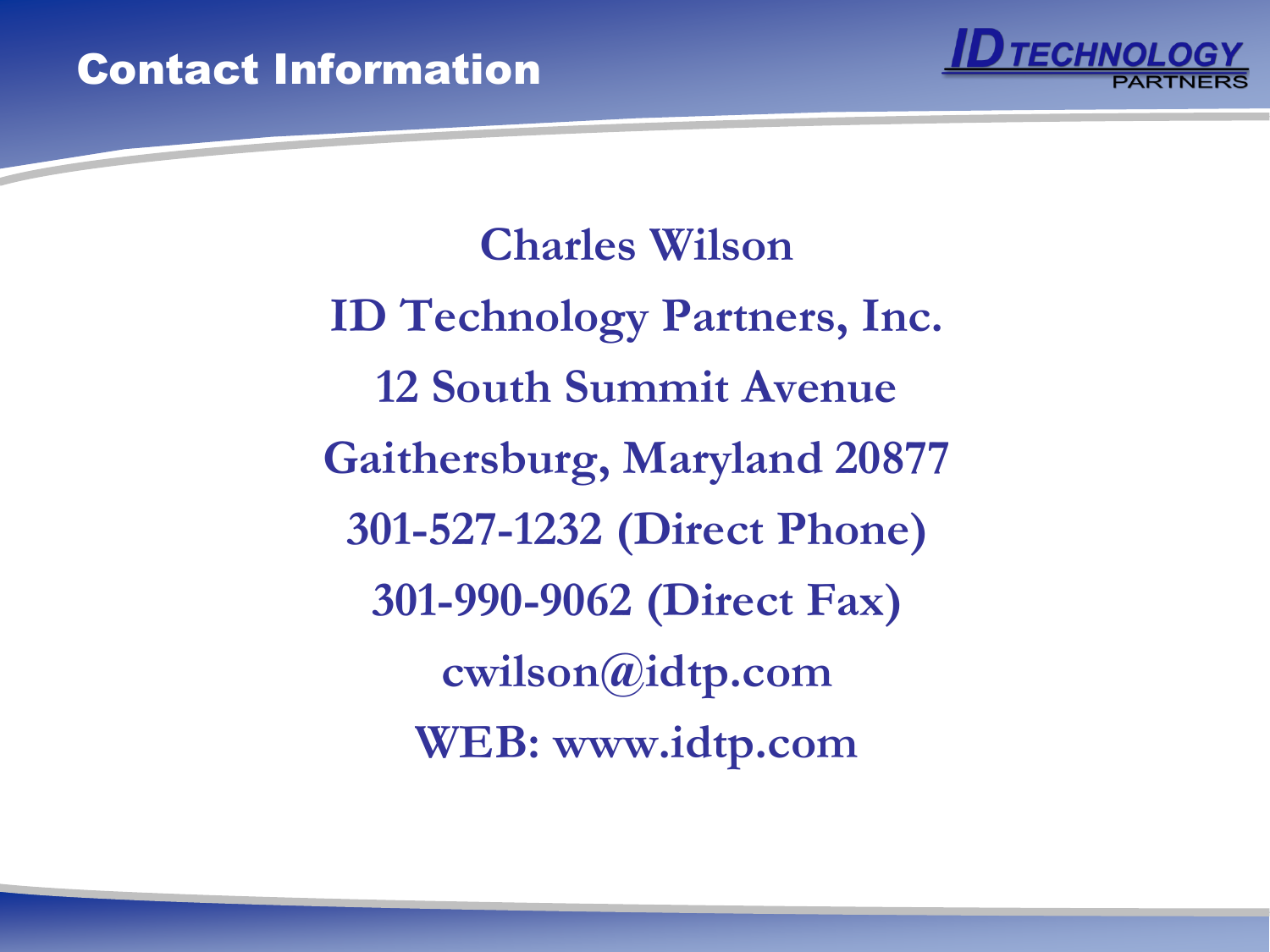# Contact Information

Charles Wilson

ID Technology Partners, Inc.

12 South Summit Avenue

Gaithersburg, Maryland 20877

301-527-1232 (Direct Phone)

301-990-9062 (Direct Fax)

cwilson@idtp.com

WEB: www.idtp.com